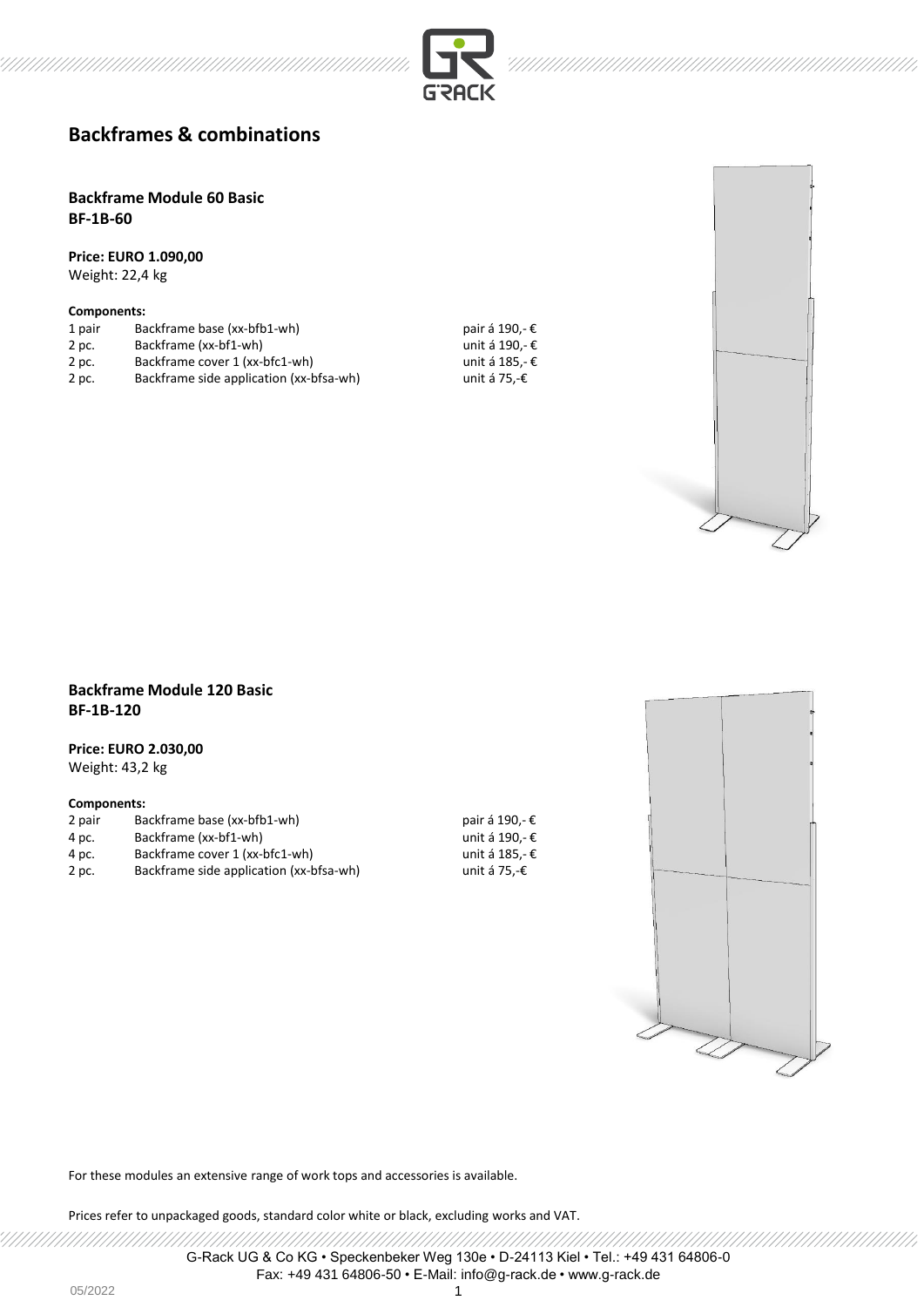# Backframes & combinations

**Backframe Module 60 Basic**
**BF-1B-60**

**Price: EURO 1.090,00**
Weight: 22,4 kg

**Components:**

| | | |
|---|---|---|
| 1 pair | Backframe base (xx-bfb1-wh) | pair á 190,- € |
| 2 pc. | Backframe (xx-bf1-wh) | unit á 190,- € |
| 2 pc. | Backframe cover 1 (xx-bfc1-wh) | unit á 185,- € |
| 2 pc. | Backframe side application (xx-bfsa-wh) | unit á 75,-€ |

**Backframe Module 120 Basic**
**BF-1B-120**

**Price: EURO 2.030,00**
Weight: 43,2 kg

**Components:**

| | | |
|---|---|---|
| 2 pair | Backframe base (xx-bfb1-wh) | pair á 190,- € |
| 4 pc. | Backframe (xx-bf1-wh) | unit á 190,- € |
| 4 pc. | Backframe cover 1 (xx-bfc1-wh) | unit á 185,- € |
| 2 pc. | Backframe side application (xx-bfsa-wh) | unit á 75,-€ |

For these modules an extensive range of work tops and accessories is available.

Prices refer to unpackaged goods, standard color white or black, excluding works and VAT.

G-Rack UG & Co KG • Speckenbeker Weg 130e • D-24113 Kiel • Tel.: +49 431 64806-0
Fax: +49 431 64806-50 • E-Mail: info@g-rack.de • www.g-rack.de

05/2022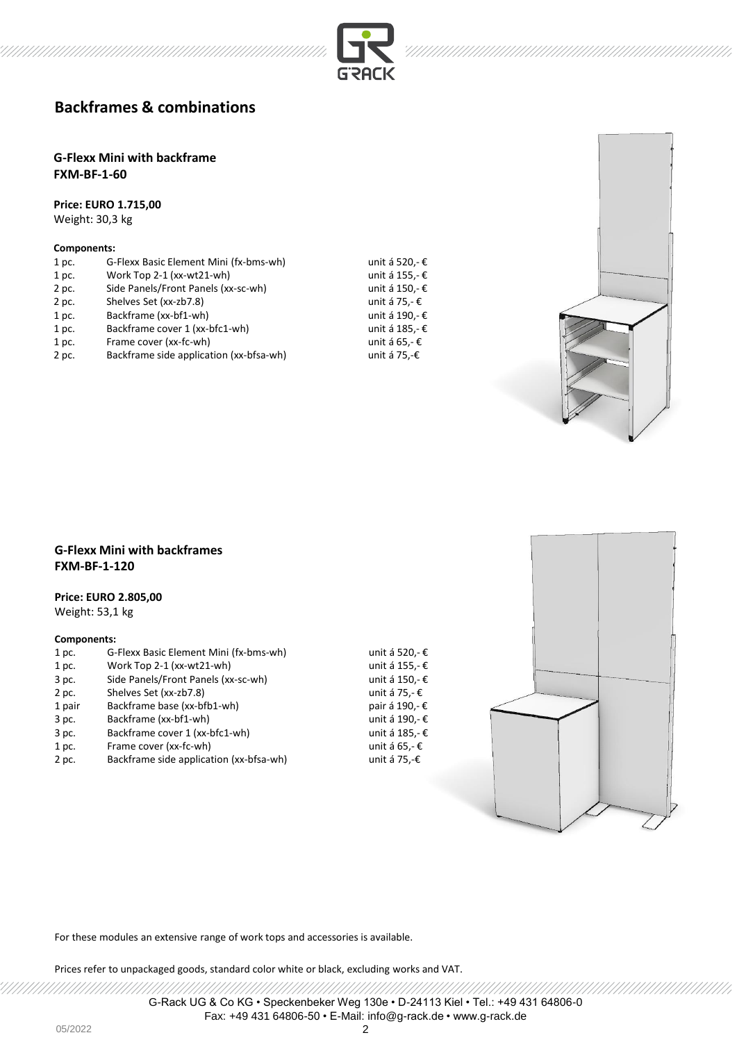# Backframes & combinations

### G-Flexx Mini with backframe
### FXM-BF-1-60

**Price: EURO 1.715,00**
Weight: 30,3 kg

**Components:**

| | | |
|---|---|---|
| 1 pc. | G-Flexx Basic Element Mini (fx-bms-wh) | unit á 520,- € |
| 1 pc. | Work Top 2-1 (xx-wt21-wh) | unit á 155,- € |
| 2 pc. | Side Panels/Front Panels (xx-sc-wh) | unit á 150,- € |
| 2 pc. | Shelves Set (xx-zb7.8) | unit á 75,- € |
| 1 pc. | Backframe (xx-bf1-wh) | unit á 190,- € |
| 1 pc. | Backframe cover 1 (xx-bfc1-wh) | unit á 185,- € |
| 1 pc. | Frame cover (xx-fc-wh) | unit á 65,- € |
| 2 pc. | Backframe side application (xx-bfsa-wh) | unit á 75,-€ |

### G-Flexx Mini with backframes
### FXM-BF-1-120

**Price: EURO 2.805,00**
Weight: 53,1 kg

**Components:**

| | | |
|---|---|---|
| 1 pc. | G-Flexx Basic Element Mini (fx-bms-wh) | unit á 520,- € |
| 1 pc. | Work Top 2-1 (xx-wt21-wh) | unit á 155,- € |
| 3 pc. | Side Panels/Front Panels (xx-sc-wh) | unit á 150,- € |
| 2 pc. | Shelves Set (xx-zb7.8) | unit á 75,- € |
| 1 pair | Backframe base (xx-bfb1-wh) | pair á 190,- € |
| 3 pc. | Backframe (xx-bf1-wh) | unit á 190,- € |
| 3 pc. | Backframe cover 1 (xx-bfc1-wh) | unit á 185,- € |
| 1 pc. | Frame cover (xx-fc-wh) | unit á 65,- € |
| 2 pc. | Backframe side application (xx-bfsa-wh) | unit á 75,-€ |

For these modules an extensive range of work tops and accessories is available.

Prices refer to unpackaged goods, standard color white or black, excluding works and VAT.

G-Rack UG & Co KG • Speckenbeker Weg 130e • D-24113 Kiel • Tel.: +49 431 64806-0
Fax: +49 431 64806-50 • E-Mail: info@g-rack.de • www.g-rack.de

05/2022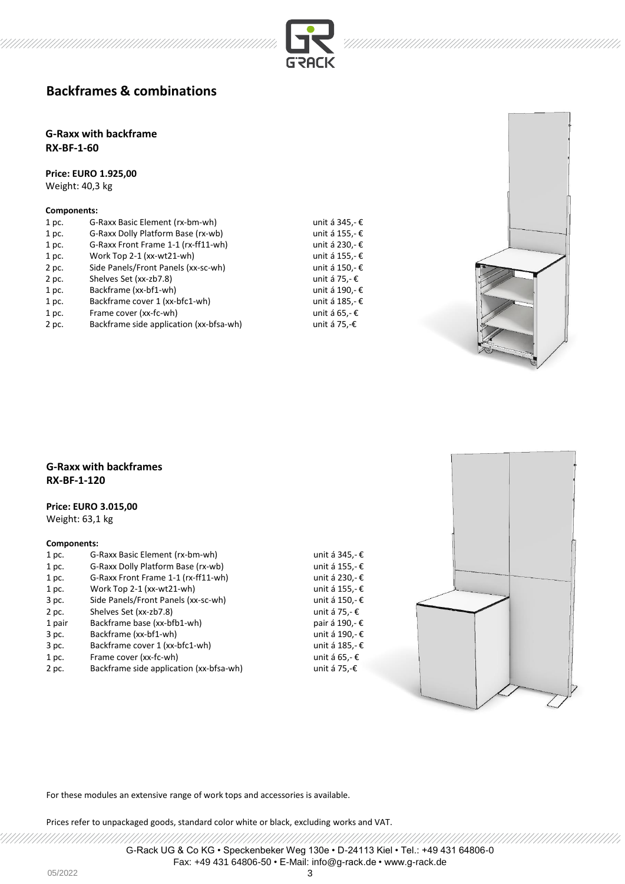## Backframes & combinations

### G-Raxx with backframe
### RX-BF-1-60

**Price: EURO 1.925,00**
Weight: 40,3 kg

**Components:**

| | | |
|---|---|---|
| 1 pc. | G-Raxx Basic Element (rx-bm-wh) | unit á 345,- € |
| 1 pc. | G-Raxx Dolly Platform Base (rx-wb) | unit á 155,- € |
| 1 pc. | G-Raxx Front Frame 1-1 (rx-ff11-wh) | unit á 230,- € |
| 1 pc. | Work Top 2-1 (xx-wt21-wh) | unit á 155,- € |
| 2 pc. | Side Panels/Front Panels (xx-sc-wh) | unit á 150,- € |
| 2 pc. | Shelves Set (xx-zb7.8) | unit á 75,- € |
| 1 pc. | Backframe (xx-bf1-wh) | unit á 190,- € |
| 1 pc. | Backframe cover 1 (xx-bfc1-wh) | unit á 185,- € |
| 1 pc. | Frame cover (xx-fc-wh) | unit á 65,- € |
| 2 pc. | Backframe side application (xx-bfsa-wh) | unit á 75,-€ |

### G-Raxx with backframes
### RX-BF-1-120

**Price: EURO 3.015,00**
Weight: 63,1 kg

**Components:**

| | | |
|---|---|---|
| 1 pc. | G-Raxx Basic Element (rx-bm-wh) | unit á 345,- € |
| 1 pc. | G-Raxx Dolly Platform Base (rx-wb) | unit á 155,- € |
| 1 pc. | G-Raxx Front Frame 1-1 (rx-ff11-wh) | unit á 230,- € |
| 1 pc. | Work Top 2-1 (xx-wt21-wh) | unit á 155,- € |
| 3 pc. | Side Panels/Front Panels (xx-sc-wh) | unit á 150,- € |
| 2 pc. | Shelves Set (xx-zb7.8) | unit á 75,- € |
| 1 pair | Backframe base (xx-bfb1-wh) | pair á 190,- € |
| 3 pc. | Backframe (xx-bf1-wh) | unit á 190,- € |
| 3 pc. | Backframe cover 1 (xx-bfc1-wh) | unit á 185,- € |
| 1 pc. | Frame cover (xx-fc-wh) | unit á 65,- € |
| 2 pc. | Backframe side application (xx-bfsa-wh) | unit á 75,-€ |

For these modules an extensive range of work tops and accessories is available.

Prices refer to unpackaged goods, standard color white or black, excluding works and VAT.

G-Rack UG & Co KG • Speckenbeker Weg 130e • D-24113 Kiel • Tel.: +49 431 64806-0
Fax: +49 431 64806-50 • E-Mail: info@g-rack.de • www.g-rack.de

05/2022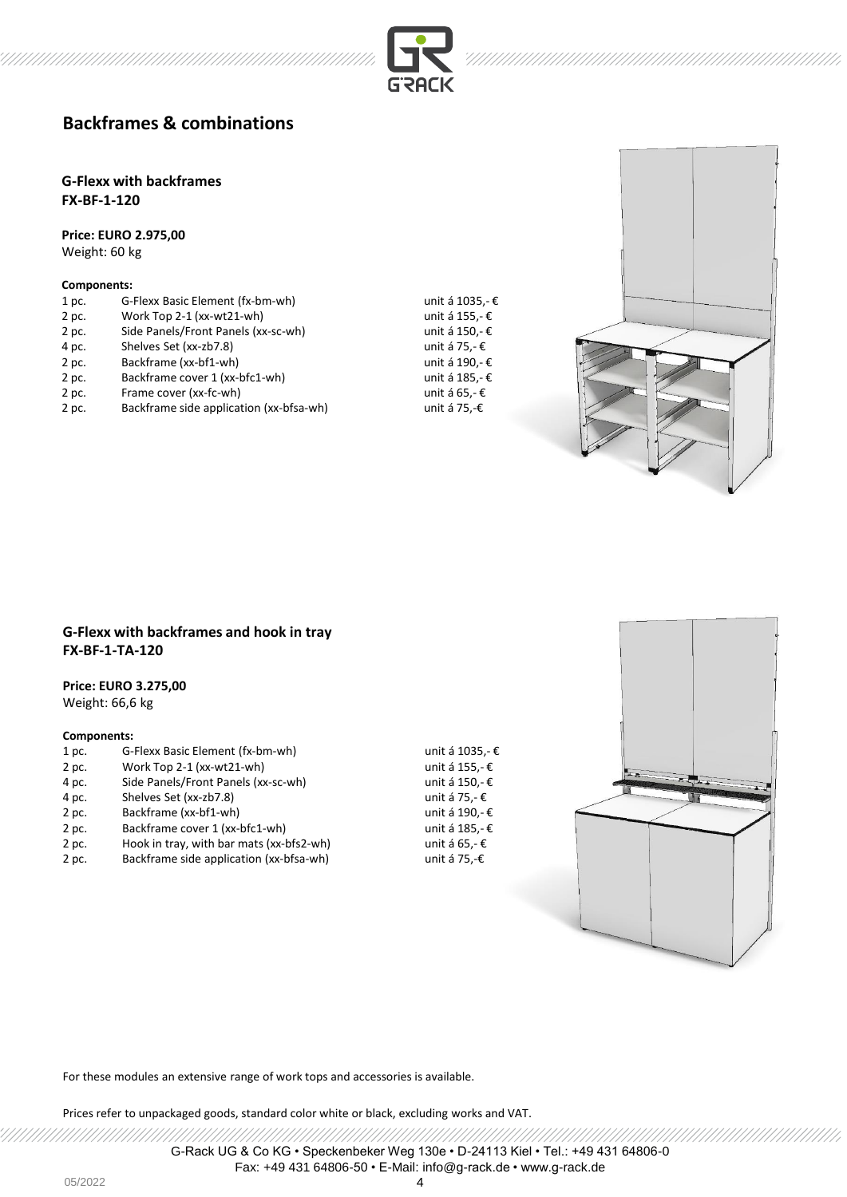## Backframes & combinations

### G-Flexx with backframes
### FX-BF-1-120

**Price: EURO 2.975,00**
Weight: 60 kg

**Components:**

| | | |
|---|---|---|
| 1 pc. | G-Flexx Basic Element (fx-bm-wh) | unit á 1035,- € |
| 2 pc. | Work Top 2-1 (xx-wt21-wh) | unit á 155,- € |
| 2 pc. | Side Panels/Front Panels (xx-sc-wh) | unit á 150,- € |
| 4 pc. | Shelves Set (xx-zb7.8) | unit á 75,- € |
| 2 pc. | Backframe (xx-bf1-wh) | unit á 190,- € |
| 2 pc. | Backframe cover 1 (xx-bfc1-wh) | unit á 185,- € |
| 2 pc. | Frame cover (xx-fc-wh) | unit á 65,- € |
| 2 pc. | Backframe side application (xx-bfsa-wh) | unit á 75,-€ |

### G-Flexx with backframes and hook in tray
### FX-BF-1-TA-120

**Price: EURO 3.275,00**
Weight: 66,6 kg

**Components:**

| | | |
|---|---|---|
| 1 pc. | G-Flexx Basic Element (fx-bm-wh) | unit á 1035,- € |
| 2 pc. | Work Top 2-1 (xx-wt21-wh) | unit á 155,- € |
| 4 pc. | Side Panels/Front Panels (xx-sc-wh) | unit á 150,- € |
| 4 pc. | Shelves Set (xx-zb7.8) | unit á 75,- € |
| 2 pc. | Backframe (xx-bf1-wh) | unit á 190,- € |
| 2 pc. | Backframe cover 1 (xx-bfc1-wh) | unit á 185,- € |
| 2 pc. | Hook in tray, with bar mats (xx-bfs2-wh) | unit á 65,- € |
| 2 pc. | Backframe side application (xx-bfsa-wh) | unit á 75,-€ |

For these modules an extensive range of work tops and accessories is available.

Prices refer to unpackaged goods, standard color white or black, excluding works and VAT.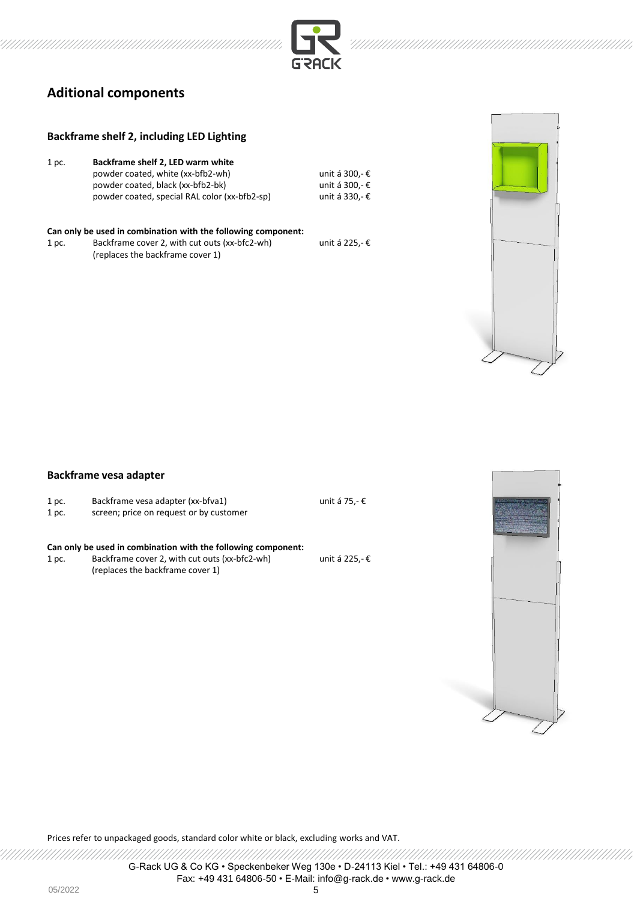## Aditional components

### Backframe shelf 2, including LED Lighting

| | | |
|---|---|---|
| 1 pc. | **Backframe shelf 2, LED warm white** | |
| | powder coated, white (xx-bfb2-wh) | unit á 300,- € |
| | powder coated, black (xx-bfb2-bk) | unit á 300,- € |
| | powder coated, special RAL color (xx-bfb2-sp) | unit á 330,- € |

**Can only be used in combination with the following component:**

| | | |
|---|---|---|
| 1 pc. | Backframe cover 2, with cut outs (xx-bfc2-wh) (replaces the backframe cover 1) | unit á 225,- € |

### Backframe vesa adapter

| | | |
|---|---|---|
| 1 pc. | Backframe vesa adapter (xx-bfva1) | unit á 75,- € |
| 1 pc. | screen; price on request or by customer | |

**Can only be used in combination with the following component:**

| | | |
|---|---|---|
| 1 pc. | Backframe cover 2, with cut outs (xx-bfc2-wh) (replaces the backframe cover 1) | unit á 225,- € |

Prices refer to unpackaged goods, standard color white or black, excluding works and VAT.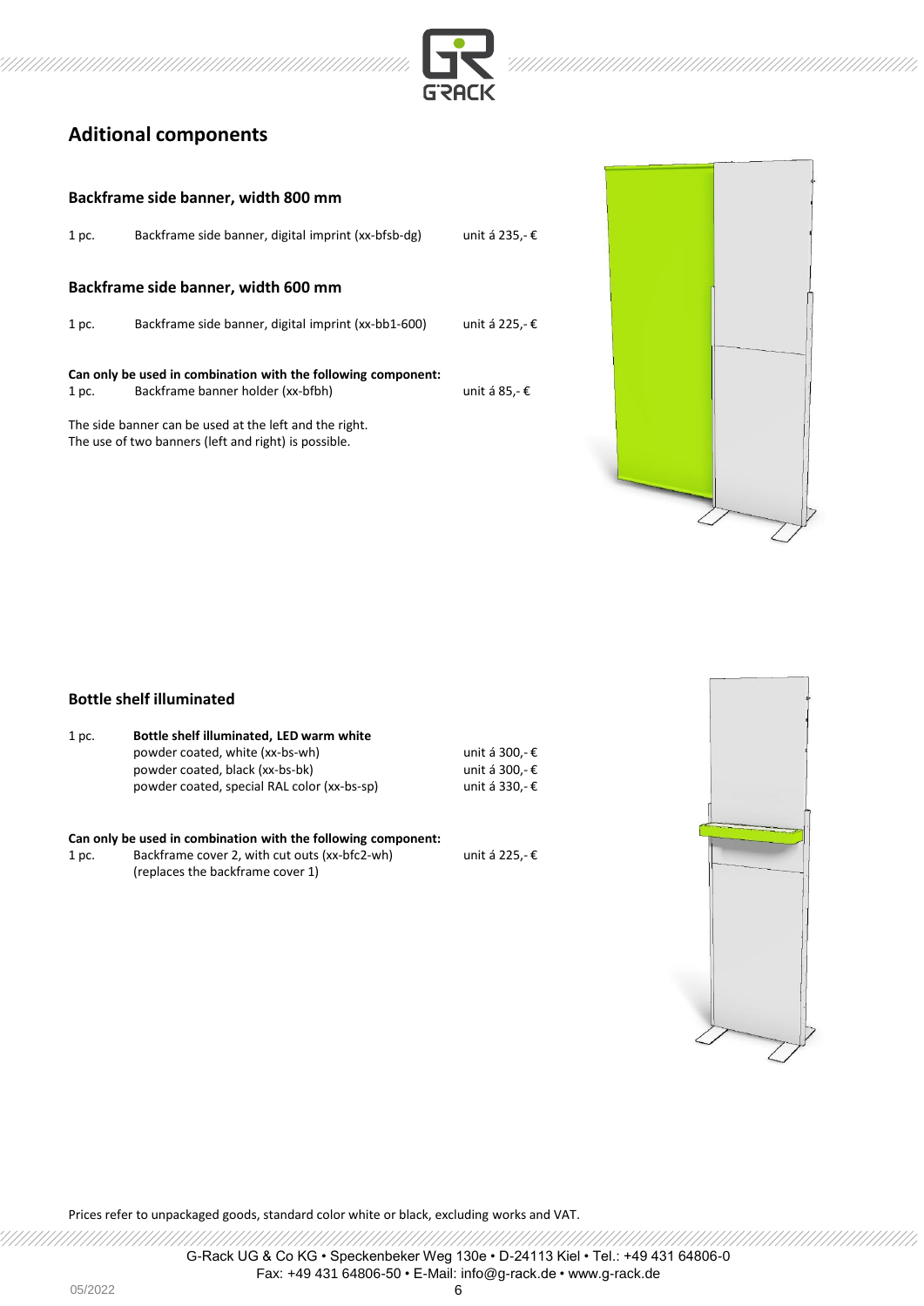## Aditional components

### Backframe side banner, width 800 mm

| | | |
|---|---|---|
| 1 pc. | Backframe side banner, digital imprint (xx-bfsb-dg) | unit á 235,- € |

### Backframe side banner, width 600 mm

| | | |
|---|---|---|
| 1 pc. | Backframe side banner, digital imprint (xx-bb1-600) | unit á 225,- € |

**Can only be used in combination with the following component:**

| | | |
|---|---|---|
| 1 pc. | Backframe banner holder (xx-bfbh) | unit á 85,- € |

The side banner can be used at the left and the right.
The use of two banners (left and right) is possible.

### Bottle shelf illuminated

| | | |
|---|---|---|
| 1 pc. | **Bottle shelf illuminated, LED warm white** | |
| | powder coated, white (xx-bs-wh) | unit á 300,- € |
| | powder coated, black (xx-bs-bk) | unit á 300,- € |
| | powder coated, special RAL color (xx-bs-sp) | unit á 330,- € |

**Can only be used in combination with the following component:**

| | | |
|---|---|---|
| 1 pc. | Backframe cover 2, with cut outs (xx-bfc2-wh)<br>(replaces the backframe cover 1) | unit á 225,- € |

Prices refer to unpackaged goods, standard color white or black, excluding works and VAT.

G-Rack UG & Co KG • Speckenbeker Weg 130e • D-24113 Kiel • Tel.: +49 431 64806-0
Fax: +49 431 64806-50 • E-Mail: info@g-rack.de • www.g-rack.de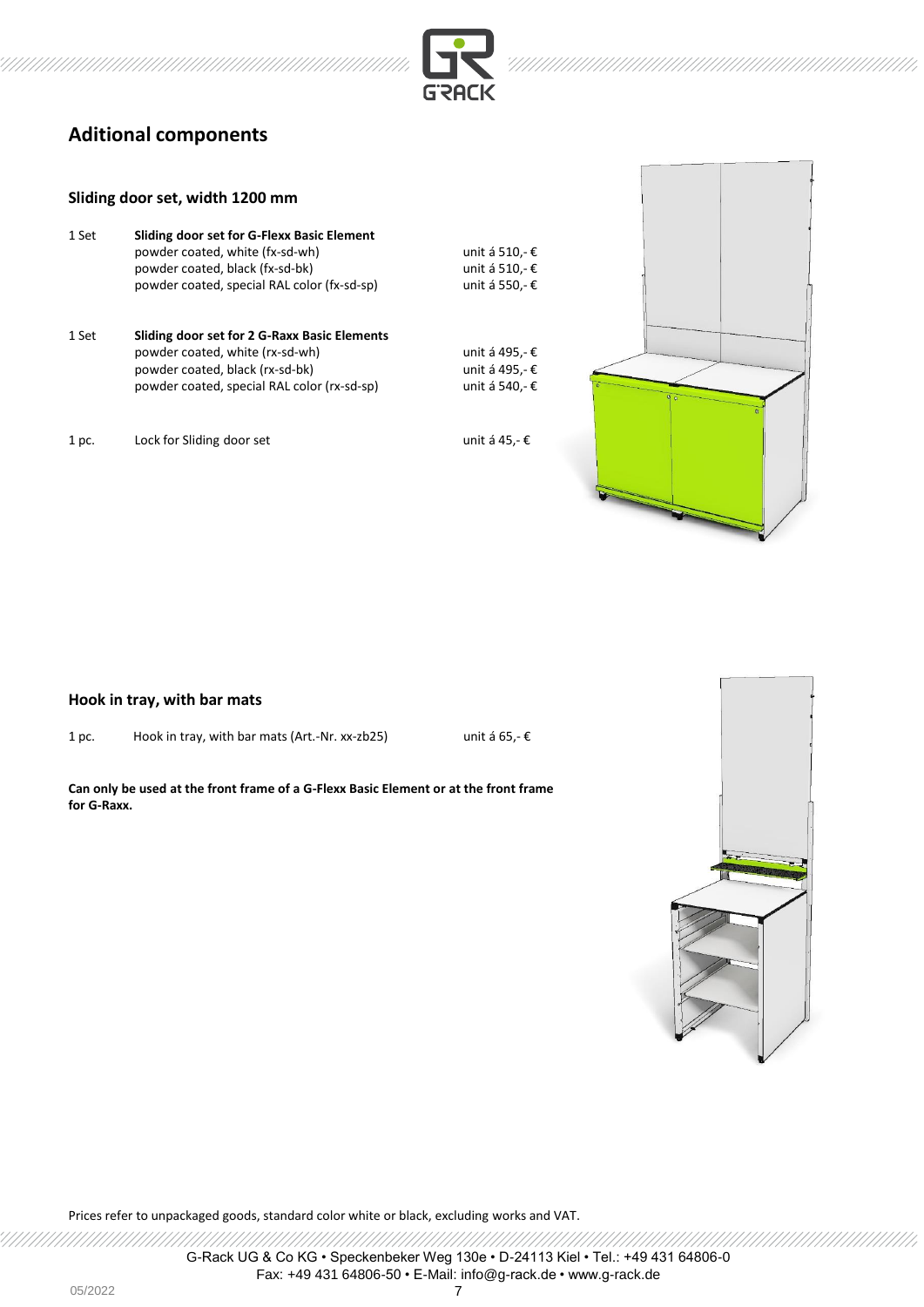## Aditional components

### Sliding door set, width 1200 mm

| | | |
|---|---|---|
| 1 Set | **Sliding door set for G-Flexx Basic Element** | |
| | powder coated, white (fx-sd-wh) | unit á 510,- € |
| | powder coated, black (fx-sd-bk) | unit á 510,- € |
| | powder coated, special RAL color (fx-sd-sp) | unit á 550,- € |
| 1 Set | **Sliding door set for 2 G-Raxx Basic Elements** | |
| | powder coated, white (rx-sd-wh) | unit á 495,- € |
| | powder coated, black (rx-sd-bk) | unit á 495,- € |
| | powder coated, special RAL color (rx-sd-sp) | unit á 540,- € |
| 1 pc. | Lock for Sliding door set | unit á 45,- € |

### Hook in tray, with bar mats

| | | |
|---|---|---|
| 1 pc. | Hook in tray, with bar mats (Art.-Nr. xx-zb25) | unit á 65,- € |

**Can only be used at the front frame of a G-Flexx Basic Element or at the front frame for G-Raxx.**

Prices refer to unpackaged goods, standard color white or black, excluding works and VAT.

G-Rack UG & Co KG • Speckenbeker Weg 130e • D-24113 Kiel • Tel.: +49 431 64806-0
Fax: +49 431 64806-50 • E-Mail: info@g-rack.de • www.g-rack.de

05/2022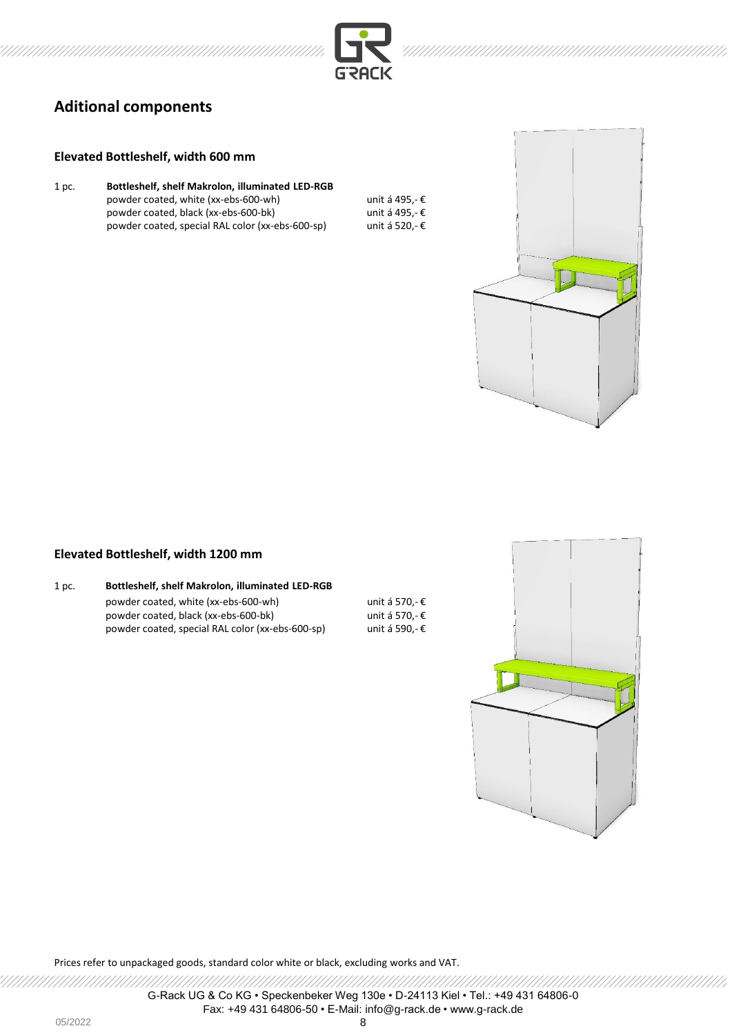## Aditional components

### Elevated Bottleshelf, width 600 mm

| | | |
|---|---|---|
| 1 pc. | **Bottleshelf, shelf Makrolon, illuminated LED-RGB** | |
| | powder coated, white (xx-ebs-600-wh) | unit á 495,- € |
| | powder coated, black (xx-ebs-600-bk) | unit á 495,- € |
| | powder coated, special RAL color (xx-ebs-600-sp) | unit á 520,- € |

### Elevated Bottleshelf, width 1200 mm

| | | |
|---|---|---|
| 1 pc. | **Bottleshelf, shelf Makrolon, illuminated LED-RGB** | |
| | powder coated, white (xx-ebs-600-wh) | unit á 570,- € |
| | powder coated, black (xx-ebs-600-bk) | unit á 570,- € |
| | powder coated, special RAL color (xx-ebs-600-sp) | unit á 590,- € |

Prices refer to unpackaged goods, standard color white or black, excluding works and VAT.

G-Rack UG & Co KG • Speckenbeker Weg 130e • D-24113 Kiel • Tel.: +49 431 64806-0
Fax: +49 431 64806-50 • E-Mail: info@g-rack.de • www.g-rack.de

05/2022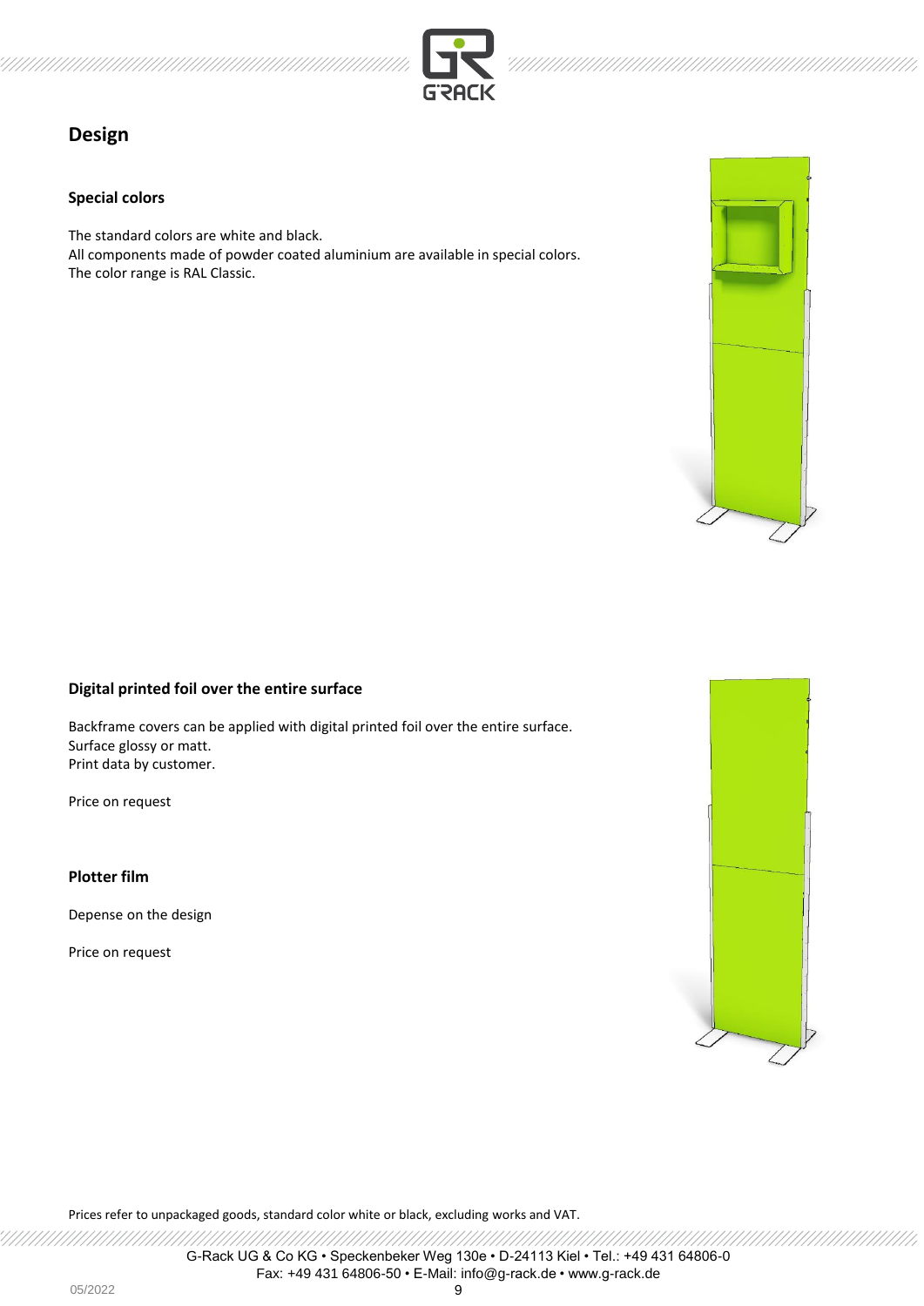# Design

### Special colors

The standard colors are white and black.
All components made of powder coated aluminium are available in special colors.
The color range is RAL Classic.

### Digital printed foil over the entire surface

Backframe covers can be applied with digital printed foil over the entire surface.
Surface glossy or matt.
Print data by customer.

Price on request

### Plotter film

Depense on the design

Price on request

Prices refer to unpackaged goods, standard color white or black, excluding works and VAT.

G-Rack UG & Co KG • Speckenbeker Weg 130e • D-24113 Kiel • Tel.: +49 431 64806-0
Fax: +49 431 64806-50 • E-Mail: info@g-rack.de • www.g-rack.de

05/2022